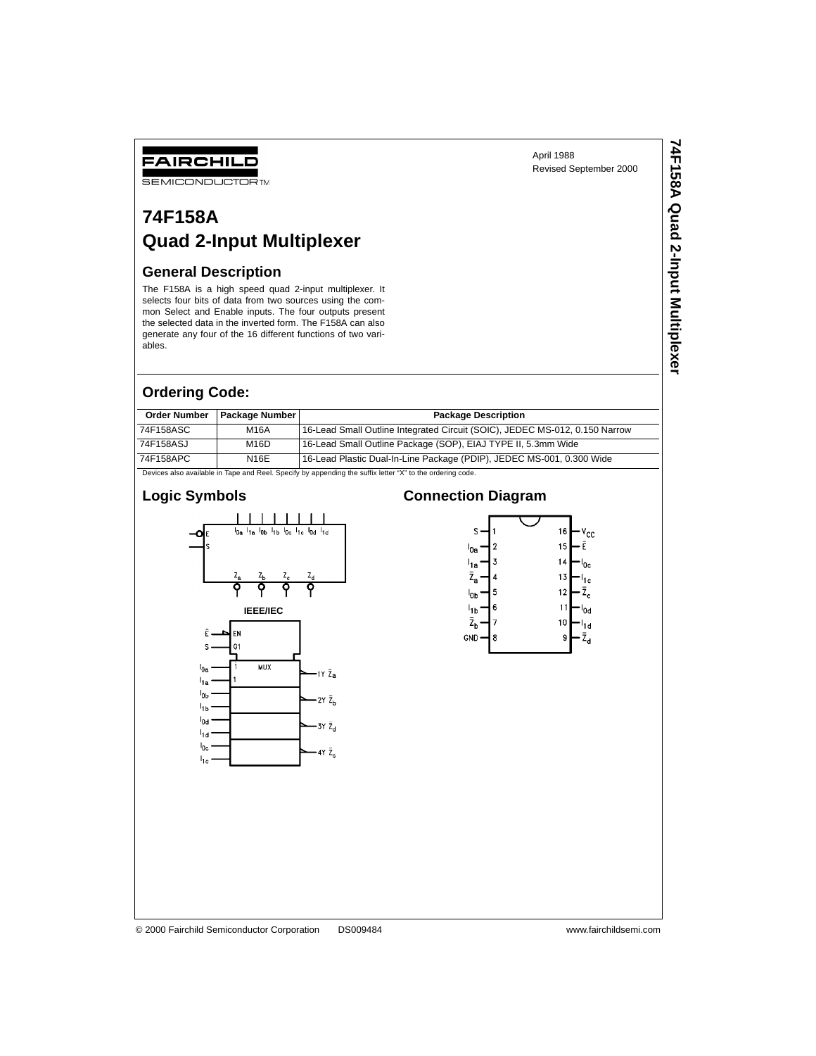April 1988
Revised September 2000

# 74F158A Quad 2-Input Multiplexer

## General Description

The F158A is a high speed quad 2-input multiplexer. It selects four bits of data from two sources using the common Select and Enable inputs. The four outputs present the selected data in the inverted form. The F158A can also generate any four of the 16 different functions of two variables.

## Ordering Code:

| Order Number | Package Number | Package Description |
|---|---|---|
| 74F158ASC | M16A | 16-Lead Small Outline Integrated Circuit (SOIC), JEDEC MS-012, 0.150 Narrow |
| 74F158ASJ | M16D | 16-Lead Small Outline Package (SOP), EIAJ TYPE II, 5.3mm Wide |
| 74F158APC | N16E | 16-Lead Plastic Dual-In-Line Package (PDIP), JEDEC MS-001, 0.300 Wide |

Devices also available in Tape and Reel. Specify by appending the suffix letter “X” to the ordering code.

## Logic Symbols

IEEE/IEC

## Connection Diagram

© 2000 Fairchild Semiconductor Corporation DS009484 www.fairchildsemi.com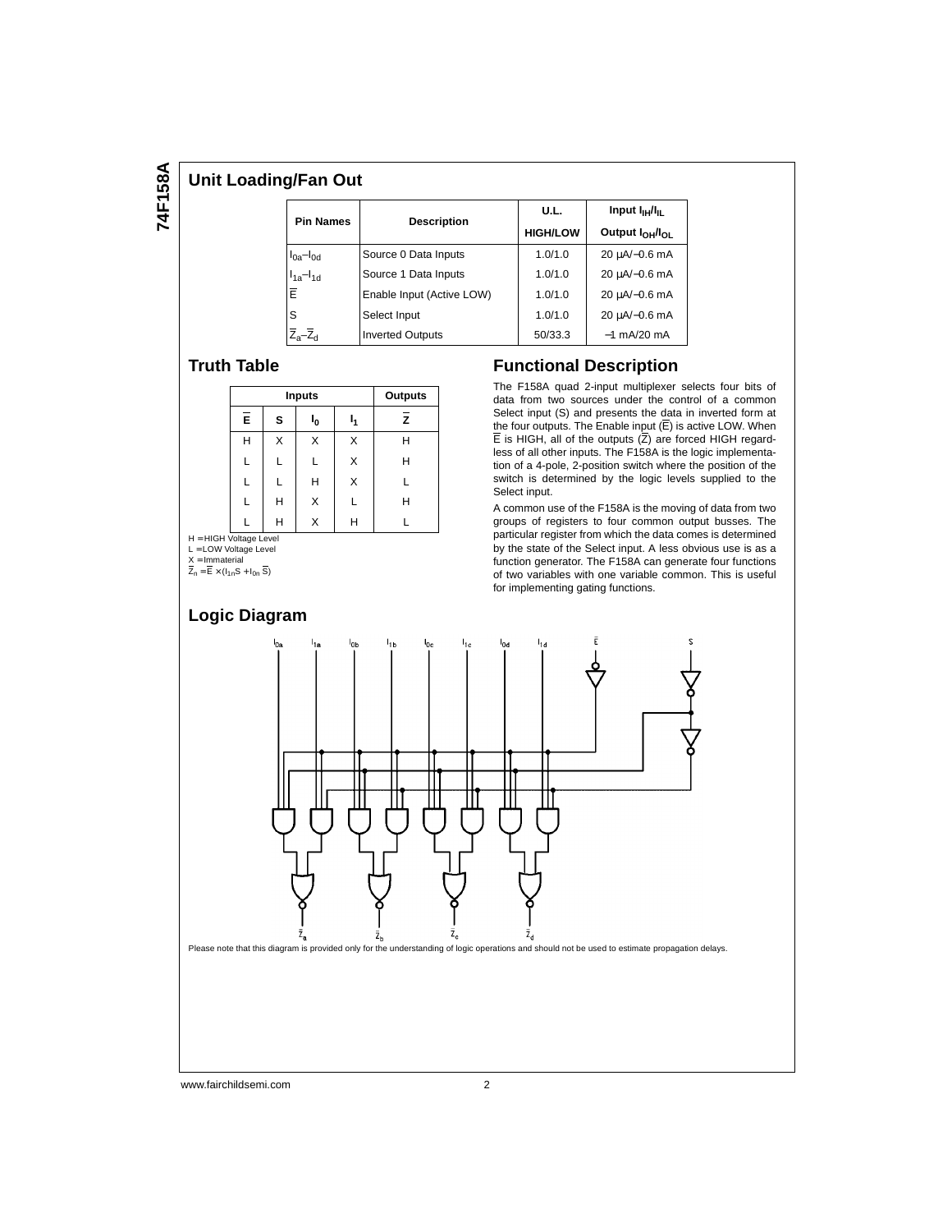## Unit Loading/Fan Out

| Pin Names | Description | U.L. HIGH/LOW | Input $I_{IH}/I_{IL}$ Output $I_{OH}/I_{OL}$ |
|---|---|---|---|
| $I_{0a}$–$I_{0d}$ | Source 0 Data Inputs | 1.0/1.0 | 20 µA/−0.6 mA |
| $I_{1a}$–$I_{1d}$ | Source 1 Data Inputs | 1.0/1.0 | 20 µA/−0.6 mA |
| $\overline{E}$ | Enable Input (Active LOW) | 1.0/1.0 | 20 µA/−0.6 mA |
| S | Select Input | 1.0/1.0 | 20 µA/−0.6 mA |
| $\overline{Z}_a$–$\overline{Z}_d$ | Inverted Outputs | 50/33.3 | −1 mA/20 mA |

## Truth Table

| Inputs | | | | Outputs |
|---|---|---|---|---|
| $\overline{E}$ | S | $I_0$ | $I_1$ | $\overline{Z}$ |
| H | X | X | X | H |
| L | L | L | X | H |
| L | L | H | X | L |
| L | H | X | L | H |
| L | H | X | H | L |

H = HIGH Voltage Level
L = LOW Voltage Level
X = Immaterial
$\overline{Z}_n = \overline{E} \times (I_{1n}S + I_{0n}\overline{S})$

## Functional Description

The F158A quad 2-input multiplexer selects four bits of data from two sources under the control of a common Select input (S) and presents the data in inverted form at the four outputs. The Enable input ($\overline{E}$) is active LOW. When $\overline{E}$ is HIGH, all of the outputs ($\overline{Z}$) are forced HIGH regardless of all other inputs. The F158A is the logic implementation of a 4-pole, 2-position switch where the position of the switch is determined by the logic levels supplied to the Select input.

A common use of the F158A is the moving of data from two groups of registers to four common output busses. The particular register from which the data comes is determined by the state of the Select input. A less obvious use is as a function generator. The F158A can generate four functions of two variables with one variable common. This is useful for implementing gating functions.

## Logic Diagram

Please note that this diagram is provided only for the understanding of logic operations and should not be used to estimate propagation delays.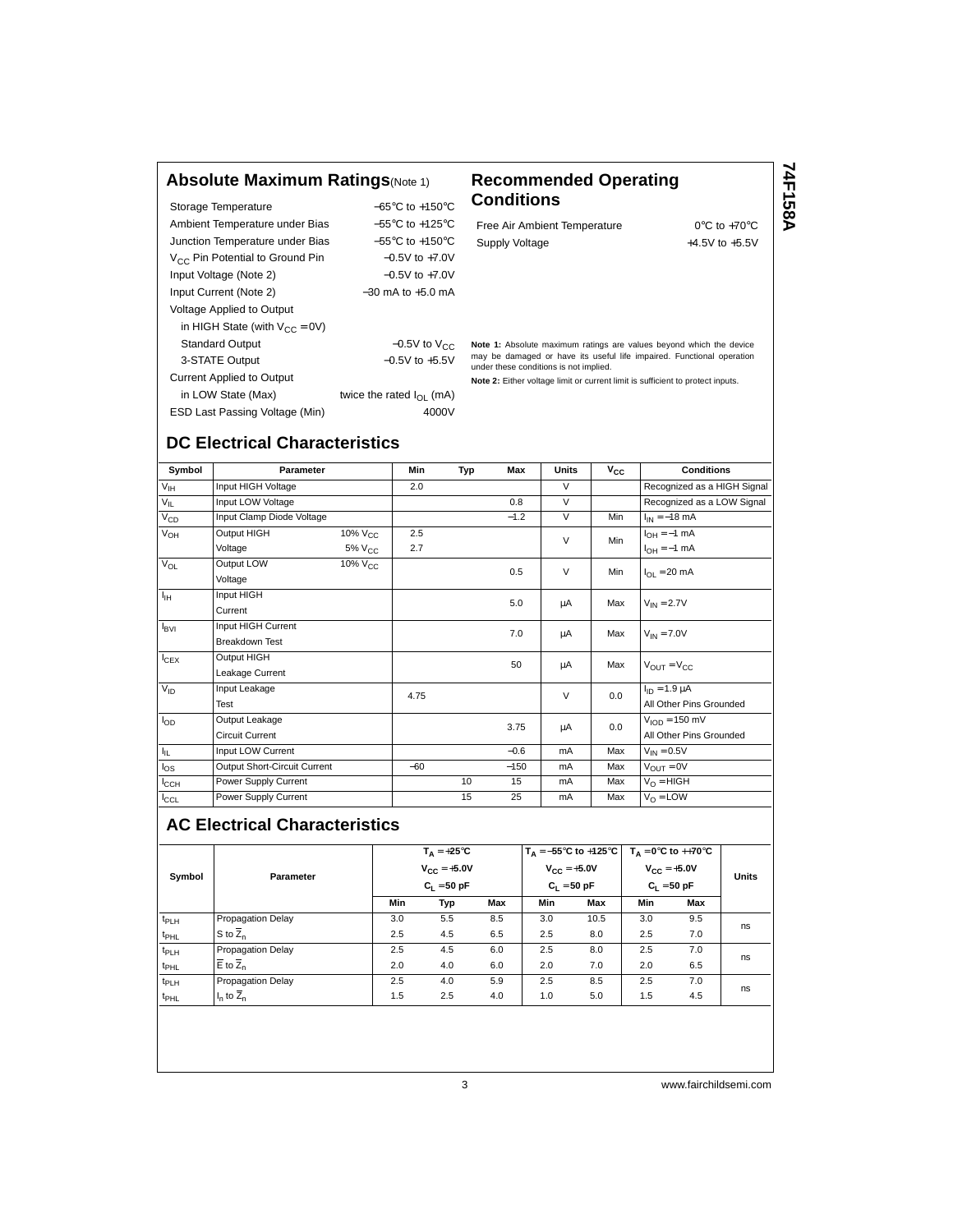## Absolute Maximum Ratings(Note 1)

| | |
|---|---|
| Storage Temperature | −65°C to +150°C |
| Ambient Temperature under Bias | −55°C to +125°C |
| Junction Temperature under Bias | −55°C to +150°C |
| $V_{CC}$ Pin Potential to Ground Pin | −0.5V to +7.0V |
| Input Voltage (Note 2) | −0.5V to +7.0V |
| Input Current (Note 2) | −30 mA to +5.0 mA |
| Voltage Applied to Output | |
| in HIGH State (with $V_{CC}$ = 0V) | |
| Standard Output | −0.5V to $V_{CC}$ |
| 3-STATE Output | −0.5V to +5.5V |
| Current Applied to Output | |
| in LOW State (Max) | twice the rated $I_{OL}$ (mA) |
| ESD Last Passing Voltage (Min) | 4000V |

## Recommended Operating Conditions

| | |
|---|---|
| Free Air Ambient Temperature | 0°C to +70°C |
| Supply Voltage | +4.5V to +5.5V |

**Note 1:** Absolute maximum ratings are values beyond which the device may be damaged or have its useful life impaired. Functional operation under these conditions is not implied.

**Note 2:** Either voltage limit or current limit is sufficient to protect inputs.

## DC Electrical Characteristics

| Symbol | Parameter | | Min | Typ | Max | Units | $V_{CC}$ | Conditions |
|---|---|---|---|---|---|---|---|---|
| $V_{IH}$ | Input HIGH Voltage | | 2.0 | | | V | | Recognized as a HIGH Signal |
| $V_{IL}$ | Input LOW Voltage | | | | 0.8 | V | | Recognized as a LOW Signal |
| $V_{CD}$ | Input Clamp Diode Voltage | | | | −1.2 | V | Min | $I_{IN}$ = −18 mA |
| $V_{OH}$ | Output HIGH Voltage | 10% $V_{CC}$ | 2.5 | | | V | Min | $I_{OH}$ = −1 mA |
| | | 5% $V_{CC}$ | 2.7 | | | | | $I_{OH}$ = −1 mA |
| $V_{OL}$ | Output LOW Voltage | 10% $V_{CC}$ | | | 0.5 | V | Min | $I_{OL}$ = 20 mA |
| $I_{IH}$ | Input HIGH Current | | | | 5.0 | µA | Max | $V_{IN}$ = 2.7V |
| $I_{BVI}$ | Input HIGH Current Breakdown Test | | | | 7.0 | µA | Max | $V_{IN}$ = 7.0V |
| $I_{CEX}$ | Output HIGH Leakage Current | | | | 50 | µA | Max | $V_{OUT}$ = $V_{CC}$ |
| $V_{ID}$ | Input Leakage Test | | 4.75 | | | V | 0.0 | $I_{ID}$ = 1.9 µA All Other Pins Grounded |
| $I_{OD}$ | Output Leakage Circuit Current | | | | 3.75 | µA | 0.0 | $V_{IOD}$ = 150 mV All Other Pins Grounded |
| $I_{IL}$ | Input LOW Current | | | | −0.6 | mA | Max | $V_{IN}$ = 0.5V |
| $I_{OS}$ | Output Short-Circuit Current | | −60 | | −150 | mA | Max | $V_{OUT}$ = 0V |
| $I_{CCH}$ | Power Supply Current | | | 10 | 15 | mA | Max | $V_O$ = HIGH |
| $I_{CCL}$ | Power Supply Current | | | 15 | 25 | mA | Max | $V_O$ = LOW |

## AC Electrical Characteristics

| Symbol | Parameter | $T_A$ = +25°C, $V_{CC}$ = +5.0V, $C_L$ = 50 pF | | | $T_A$ = −55°C to +125°C, $V_{CC}$ = +5.0V, $C_L$ = 50 pF | | $T_A$ = 0°C to +70°C, $V_{CC}$ = +5.0V, $C_L$ = 50 pF | | Units |
|---|---|---|---|---|---|---|---|---|---|
| | | Min | Typ | Max | Min | Max | Min | Max | |
| $t_{PLH}$ | Propagation Delay | 3.0 | 5.5 | 8.5 | 3.0 | 10.5 | 3.0 | 9.5 | ns |
| $t_{PHL}$ | S to $\overline{Z}_n$ | 2.5 | 4.5 | 6.5 | 2.5 | 8.0 | 2.5 | 7.0 | |
| $t_{PLH}$ | Propagation Delay | 2.5 | 4.5 | 6.0 | 2.5 | 8.0 | 2.5 | 7.0 | ns |
| $t_{PHL}$ | $\overline{E}$ to $\overline{Z}_n$ | 2.0 | 4.0 | 6.0 | 2.0 | 7.0 | 2.0 | 6.5 | |
| $t_{PLH}$ | Propagation Delay | 2.5 | 4.0 | 5.9 | 2.5 | 8.5 | 2.5 | 7.0 | ns |
| $t_{PHL}$ | $I_n$ to $\overline{Z}_n$ | 1.5 | 2.5 | 4.0 | 1.0 | 5.0 | 1.5 | 4.5 | |